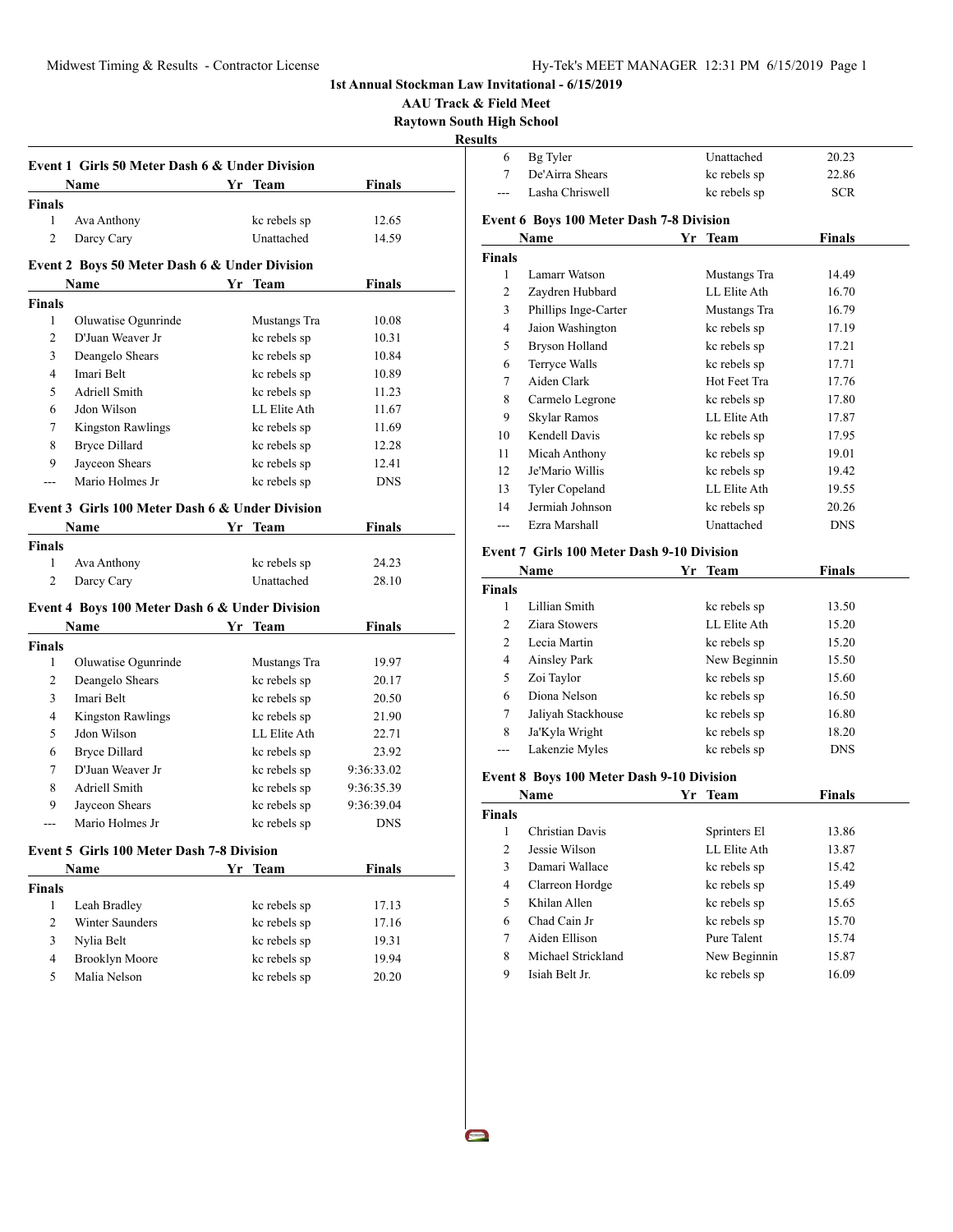**1st Annual Stockman Law Invitational - 6/15/2019**

**AAU Track & Field Meet**

**Raytown South High School**

**Results**

### Event 1 Girls 50 Meter Dash 6 & Under Division

| | Name | Yr | Team | Finals |
|---|---|---|---|---|
| **Finals** | | | | |
| 1 | Ava Anthony | | kc rebels sp | 12.65 |
| 2 | Darcy Cary | | Unattached | 14.59 |

### Event 2 Boys 50 Meter Dash 6 & Under Division

| | Name | Yr | Team | Finals |
|---|---|---|---|---|
| **Finals** | | | | |
| 1 | Oluwatise Ogunrinde | | Mustangs Tra | 10.08 |
| 2 | D'Juan Weaver Jr | | kc rebels sp | 10.31 |
| 3 | Deangelo Shears | | kc rebels sp | 10.84 |
| 4 | Imari Belt | | kc rebels sp | 10.89 |
| 5 | Adriell Smith | | kc rebels sp | 11.23 |
| 6 | Jdon Wilson | | LL Elite Ath | 11.67 |
| 7 | Kingston Rawlings | | kc rebels sp | 11.69 |
| 8 | Bryce Dillard | | kc rebels sp | 12.28 |
| 9 | Jayceon Shears | | kc rebels sp | 12.41 |
| --- | Mario Holmes Jr | | kc rebels sp | DNS |

### Event 3 Girls 100 Meter Dash 6 & Under Division

| | Name | Yr | Team | Finals |
|---|---|---|---|---|
| **Finals** | | | | |
| 1 | Ava Anthony | | kc rebels sp | 24.23 |
| 2 | Darcy Cary | | Unattached | 28.10 |

### Event 4 Boys 100 Meter Dash 6 & Under Division

| | Name | Yr | Team | Finals |
|---|---|---|---|---|
| **Finals** | | | | |
| 1 | Oluwatise Ogunrinde | | Mustangs Tra | 19.97 |
| 2 | Deangelo Shears | | kc rebels sp | 20.17 |
| 3 | Imari Belt | | kc rebels sp | 20.50 |
| 4 | Kingston Rawlings | | kc rebels sp | 21.90 |
| 5 | Jdon Wilson | | LL Elite Ath | 22.71 |
| 6 | Bryce Dillard | | kc rebels sp | 23.92 |
| 7 | D'Juan Weaver Jr | | kc rebels sp | 9:36:33.02 |
| 8 | Adriell Smith | | kc rebels sp | 9:36:35.39 |
| 9 | Jayceon Shears | | kc rebels sp | 9:36:39.04 |
| --- | Mario Holmes Jr | | kc rebels sp | DNS |

### Event 5 Girls 100 Meter Dash 7-8 Division

| | Name | Yr | Team | Finals |
|---|---|---|---|---|
| **Finals** | | | | |
| 1 | Leah Bradley | | kc rebels sp | 17.13 |
| 2 | Winter Saunders | | kc rebels sp | 17.16 |
| 3 | Nylia Belt | | kc rebels sp | 19.31 |
| 4 | Brooklyn Moore | | kc rebels sp | 19.94 |
| 5 | Malia Nelson | | kc rebels sp | 20.20 |
| 6 | Bg Tyler | | Unattached | 20.23 |
| 7 | De'Airra Shears | | kc rebels sp | 22.86 |
| --- | Lasha Chriswell | | kc rebels sp | SCR |

### Event 6 Boys 100 Meter Dash 7-8 Division

| | Name | Yr | Team | Finals |
|---|---|---|---|---|
| **Finals** | | | | |
| 1 | Lamarr Watson | | Mustangs Tra | 14.49 |
| 2 | Zaydren Hubbard | | LL Elite Ath | 16.70 |
| 3 | Phillips Inge-Carter | | Mustangs Tra | 16.79 |
| 4 | Jaion Washington | | kc rebels sp | 17.19 |
| 5 | Bryson Holland | | kc rebels sp | 17.21 |
| 6 | Terryce Walls | | kc rebels sp | 17.71 |
| 7 | Aiden Clark | | Hot Feet Tra | 17.76 |
| 8 | Carmelo Legrone | | kc rebels sp | 17.80 |
| 9 | Skylar Ramos | | LL Elite Ath | 17.87 |
| 10 | Kendell Davis | | kc rebels sp | 17.95 |
| 11 | Micah Anthony | | kc rebels sp | 19.01 |
| 12 | Je'Mario Willis | | kc rebels sp | 19.42 |
| 13 | Tyler Copeland | | LL Elite Ath | 19.55 |
| 14 | Jermiah Johnson | | kc rebels sp | 20.26 |
| --- | Ezra Marshall | | Unattached | DNS |

### Event 7 Girls 100 Meter Dash 9-10 Division

| | Name | Yr | Team | Finals |
|---|---|---|---|---|
| **Finals** | | | | |
| 1 | Lillian Smith | | kc rebels sp | 13.50 |
| 2 | Ziara Stowers | | LL Elite Ath | 15.20 |
| 2 | Lecia Martin | | kc rebels sp | 15.20 |
| 4 | Ainsley Park | | New Beginnin | 15.50 |
| 5 | Zoi Taylor | | kc rebels sp | 15.60 |
| 6 | Diona Nelson | | kc rebels sp | 16.50 |
| 7 | Jaliyah Stackhouse | | kc rebels sp | 16.80 |
| 8 | Ja'Kyla Wright | | kc rebels sp | 18.20 |
| --- | Lakenzie Myles | | kc rebels sp | DNS |

### Event 8 Boys 100 Meter Dash 9-10 Division

| | Name | Yr | Team | Finals |
|---|---|---|---|---|
| **Finals** | | | | |
| 1 | Christian Davis | | Sprinters El | 13.86 |
| 2 | Jessie Wilson | | LL Elite Ath | 13.87 |
| 3 | Damari Wallace | | kc rebels sp | 15.42 |
| 4 | Clarreon Hordge | | kc rebels sp | 15.49 |
| 5 | Khilan Allen | | kc rebels sp | 15.65 |
| 6 | Chad Cain Jr | | kc rebels sp | 15.70 |
| 7 | Aiden Ellison | | Pure Talent | 15.74 |
| 8 | Michael Strickland | | New Beginnin | 15.87 |
| 9 | Isiah Belt Jr. | | kc rebels sp | 16.09 |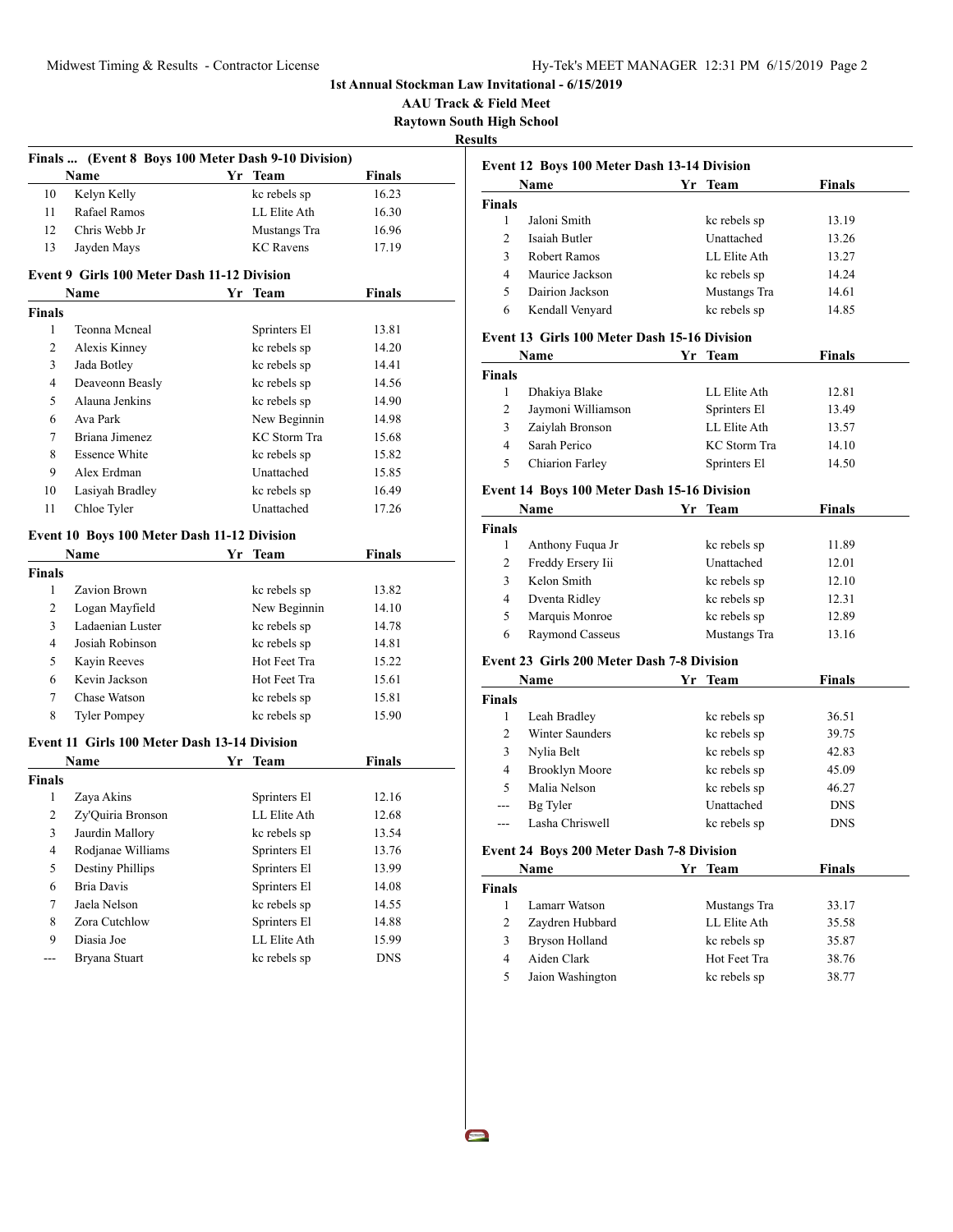# 1st Annual Stockman Law Invitational - 6/15/2019

## AAU Track & Field Meet

## Raytown South High School

## Results

### Finals ... (Event 8 Boys 100 Meter Dash 9-10 Division)

| | Name | Yr | Team | Finals |
|---|---|---|---|---|
| 10 | Kelyn Kelly | | kc rebels sp | 16.23 |
| 11 | Rafael Ramos | | LL Elite Ath | 16.30 |
| 12 | Chris Webb Jr | | Mustangs Tra | 16.96 |
| 13 | Jayden Mays | | KC Ravens | 17.19 |

### Event 9 Girls 100 Meter Dash 11-12 Division

| | Name | Yr | Team | Finals |
|---|---|---|---|---|
| **Finals** | | | | |
| 1 | Teonna Mcneal | | Sprinters El | 13.81 |
| 2 | Alexis Kinney | | kc rebels sp | 14.20 |
| 3 | Jada Botley | | kc rebels sp | 14.41 |
| 4 | Deaveonn Beasly | | kc rebels sp | 14.56 |
| 5 | Alauna Jenkins | | kc rebels sp | 14.90 |
| 6 | Ava Park | | New Beginnin | 14.98 |
| 7 | Briana Jimenez | | KC Storm Tra | 15.68 |
| 8 | Essence White | | kc rebels sp | 15.82 |
| 9 | Alex Erdman | | Unattached | 15.85 |
| 10 | Lasiyah Bradley | | kc rebels sp | 16.49 |
| 11 | Chloe Tyler | | Unattached | 17.26 |

### Event 10 Boys 100 Meter Dash 11-12 Division

| | Name | Yr | Team | Finals |
|---|---|---|---|---|
| **Finals** | | | | |
| 1 | Zavion Brown | | kc rebels sp | 13.82 |
| 2 | Logan Mayfield | | New Beginnin | 14.10 |
| 3 | Ladaenian Luster | | kc rebels sp | 14.78 |
| 4 | Josiah Robinson | | kc rebels sp | 14.81 |
| 5 | Kayin Reeves | | Hot Feet Tra | 15.22 |
| 6 | Kevin Jackson | | Hot Feet Tra | 15.61 |
| 7 | Chase Watson | | kc rebels sp | 15.81 |
| 8 | Tyler Pompey | | kc rebels sp | 15.90 |

### Event 11 Girls 100 Meter Dash 13-14 Division

| | Name | Yr | Team | Finals |
|---|---|---|---|---|
| **Finals** | | | | |
| 1 | Zaya Akins | | Sprinters El | 12.16 |
| 2 | Zy'Quiria Bronson | | LL Elite Ath | 12.68 |
| 3 | Jaurdin Mallory | | kc rebels sp | 13.54 |
| 4 | Rodjanae Williams | | Sprinters El | 13.76 |
| 5 | Destiny Phillips | | Sprinters El | 13.99 |
| 6 | Bria Davis | | Sprinters El | 14.08 |
| 7 | Jaela Nelson | | kc rebels sp | 14.55 |
| 8 | Zora Cutchlow | | Sprinters El | 14.88 |
| 9 | Diasia Joe | | LL Elite Ath | 15.99 |
| --- | Bryana Stuart | | kc rebels sp | DNS |

### Event 12 Boys 100 Meter Dash 13-14 Division

| | Name | Yr | Team | Finals |
|---|---|---|---|---|
| **Finals** | | | | |
| 1 | Jaloni Smith | | kc rebels sp | 13.19 |
| 2 | Isaiah Butler | | Unattached | 13.26 |
| 3 | Robert Ramos | | LL Elite Ath | 13.27 |
| 4 | Maurice Jackson | | kc rebels sp | 14.24 |
| 5 | Dairion Jackson | | Mustangs Tra | 14.61 |
| 6 | Kendall Venyard | | kc rebels sp | 14.85 |

### Event 13 Girls 100 Meter Dash 15-16 Division

| | Name | Yr | Team | Finals |
|---|---|---|---|---|
| **Finals** | | | | |
| 1 | Dhakiya Blake | | LL Elite Ath | 12.81 |
| 2 | Jaymoni Williamson | | Sprinters El | 13.49 |
| 3 | Zaiylah Bronson | | LL Elite Ath | 13.57 |
| 4 | Sarah Perico | | KC Storm Tra | 14.10 |
| 5 | Chiarion Farley | | Sprinters El | 14.50 |

### Event 14 Boys 100 Meter Dash 15-16 Division

| | Name | Yr | Team | Finals |
|---|---|---|---|---|
| **Finals** | | | | |
| 1 | Anthony Fuqua Jr | | kc rebels sp | 11.89 |
| 2 | Freddy Ersery Iii | | Unattached | 12.01 |
| 3 | Kelon Smith | | kc rebels sp | 12.10 |
| 4 | Dventa Ridley | | kc rebels sp | 12.31 |
| 5 | Marquis Monroe | | kc rebels sp | 12.89 |
| 6 | Raymond Casseus | | Mustangs Tra | 13.16 |

### Event 23 Girls 200 Meter Dash 7-8 Division

| | Name | Yr | Team | Finals |
|---|---|---|---|---|
| **Finals** | | | | |
| 1 | Leah Bradley | | kc rebels sp | 36.51 |
| 2 | Winter Saunders | | kc rebels sp | 39.75 |
| 3 | Nylia Belt | | kc rebels sp | 42.83 |
| 4 | Brooklyn Moore | | kc rebels sp | 45.09 |
| 5 | Malia Nelson | | kc rebels sp | 46.27 |
| --- | Bg Tyler | | Unattached | DNS |
| --- | Lasha Chriswell | | kc rebels sp | DNS |

### Event 24 Boys 200 Meter Dash 7-8 Division

| | Name | Yr | Team | Finals |
|---|---|---|---|---|
| **Finals** | | | | |
| 1 | Lamarr Watson | | Mustangs Tra | 33.17 |
| 2 | Zaydren Hubbard | | LL Elite Ath | 35.58 |
| 3 | Bryson Holland | | kc rebels sp | 35.87 |
| 4 | Aiden Clark | | Hot Feet Tra | 38.76 |
| 5 | Jaion Washington | | kc rebels sp | 38.77 |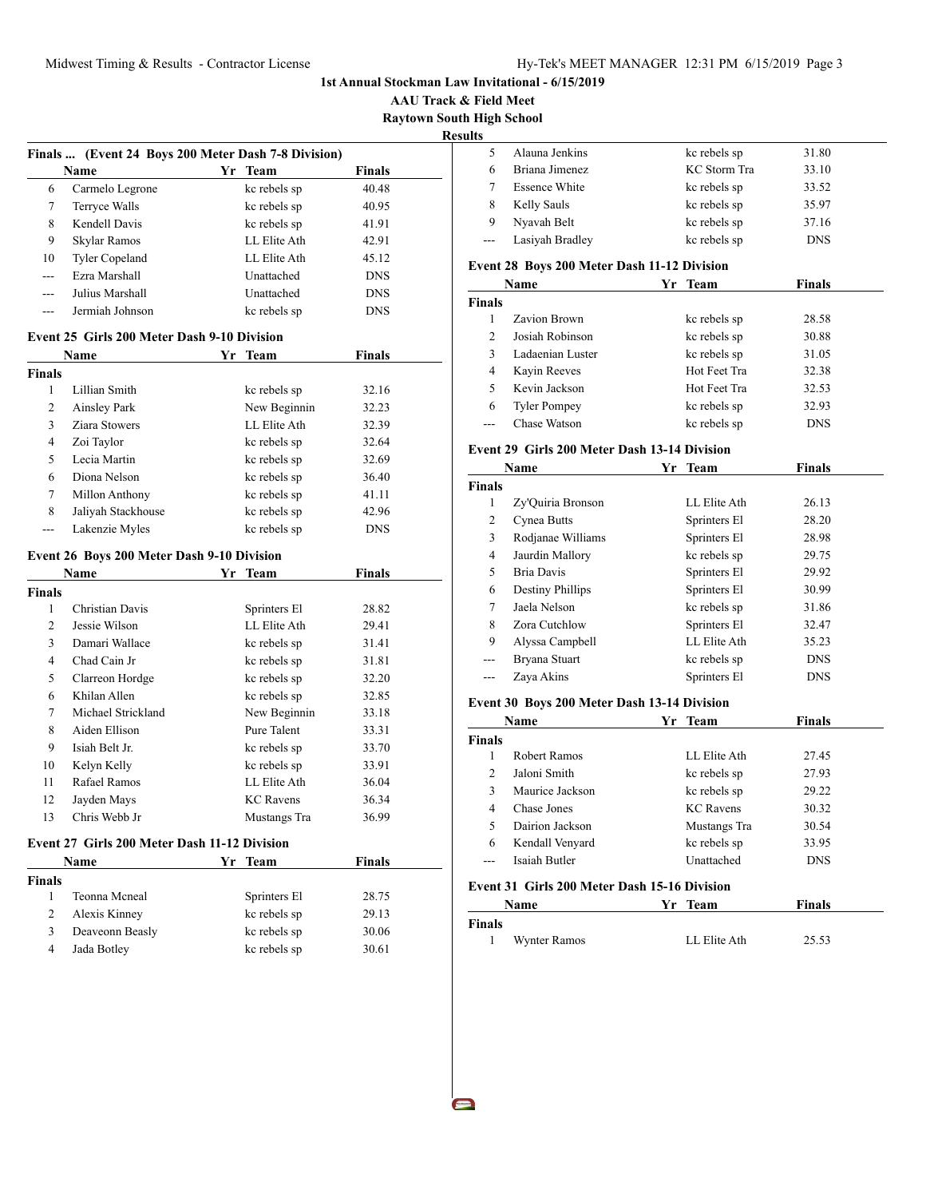1st Annual Stockman Law Invitational - 6/15/2019

AAU Track & Field Meet

Raytown South High School

Results

### Finals ... (Event 24 Boys 200 Meter Dash 7-8 Division)

| | Name | Yr | Team | Finals |
|---|---|---|---|---|
| 6 | Carmelo Legrone | | kc rebels sp | 40.48 |
| 7 | Terryce Walls | | kc rebels sp | 40.95 |
| 8 | Kendell Davis | | kc rebels sp | 41.91 |
| 9 | Skylar Ramos | | LL Elite Ath | 42.91 |
| 10 | Tyler Copeland | | LL Elite Ath | 45.12 |
| --- | Ezra Marshall | | Unattached | DNS |
| --- | Julius Marshall | | Unattached | DNS |
| --- | Jermiah Johnson | | kc rebels sp | DNS |

### Event 25 Girls 200 Meter Dash 9-10 Division

| | Name | Yr | Team | Finals |
|---|---|---|---|---|
| **Finals** | | | | |
| 1 | Lillian Smith | | kc rebels sp | 32.16 |
| 2 | Ainsley Park | | New Beginnin | 32.23 |
| 3 | Ziara Stowers | | LL Elite Ath | 32.39 |
| 4 | Zoi Taylor | | kc rebels sp | 32.64 |
| 5 | Lecia Martin | | kc rebels sp | 32.69 |
| 6 | Diona Nelson | | kc rebels sp | 36.40 |
| 7 | Millon Anthony | | kc rebels sp | 41.11 |
| 8 | Jaliyah Stackhouse | | kc rebels sp | 42.96 |
| --- | Lakenzie Myles | | kc rebels sp | DNS |

### Event 26 Boys 200 Meter Dash 9-10 Division

| | Name | Yr | Team | Finals |
|---|---|---|---|---|
| **Finals** | | | | |
| 1 | Christian Davis | | Sprinters El | 28.82 |
| 2 | Jessie Wilson | | LL Elite Ath | 29.41 |
| 3 | Damari Wallace | | kc rebels sp | 31.41 |
| 4 | Chad Cain Jr | | kc rebels sp | 31.81 |
| 5 | Clarreon Hordge | | kc rebels sp | 32.20 |
| 6 | Khilan Allen | | kc rebels sp | 32.85 |
| 7 | Michael Strickland | | New Beginnin | 33.18 |
| 8 | Aiden Ellison | | Pure Talent | 33.31 |
| 9 | Isiah Belt Jr. | | kc rebels sp | 33.70 |
| 10 | Kelyn Kelly | | kc rebels sp | 33.91 |
| 11 | Rafael Ramos | | LL Elite Ath | 36.04 |
| 12 | Jayden Mays | | KC Ravens | 36.34 |
| 13 | Chris Webb Jr | | Mustangs Tra | 36.99 |

### Event 27 Girls 200 Meter Dash 11-12 Division

| | Name | Yr | Team | Finals |
|---|---|---|---|---|
| **Finals** | | | | |
| 1 | Teonna Mcneal | | Sprinters El | 28.75 |
| 2 | Alexis Kinney | | kc rebels sp | 29.13 |
| 3 | Deaveonn Beasly | | kc rebels sp | 30.06 |
| 4 | Jada Botley | | kc rebels sp | 30.61 |
| 5 | Alauna Jenkins | | kc rebels sp | 31.80 |
| 6 | Briana Jimenez | | KC Storm Tra | 33.10 |
| 7 | Essence White | | kc rebels sp | 33.52 |
| 8 | Kelly Sauls | | kc rebels sp | 35.97 |
| 9 | Nyavah Belt | | kc rebels sp | 37.16 |
| --- | Lasiyah Bradley | | kc rebels sp | DNS |

### Event 28 Boys 200 Meter Dash 11-12 Division

| | Name | Yr | Team | Finals |
|---|---|---|---|---|
| **Finals** | | | | |
| 1 | Zavion Brown | | kc rebels sp | 28.58 |
| 2 | Josiah Robinson | | kc rebels sp | 30.88 |
| 3 | Ladaenian Luster | | kc rebels sp | 31.05 |
| 4 | Kayin Reeves | | Hot Feet Tra | 32.38 |
| 5 | Kevin Jackson | | Hot Feet Tra | 32.53 |
| 6 | Tyler Pompey | | kc rebels sp | 32.93 |
| --- | Chase Watson | | kc rebels sp | DNS |

### Event 29 Girls 200 Meter Dash 13-14 Division

| | Name | Yr | Team | Finals |
|---|---|---|---|---|
| **Finals** | | | | |
| 1 | Zy'Quiria Bronson | | LL Elite Ath | 26.13 |
| 2 | Cynea Butts | | Sprinters El | 28.20 |
| 3 | Rodjanae Williams | | Sprinters El | 28.98 |
| 4 | Jaurdin Mallory | | kc rebels sp | 29.75 |
| 5 | Bria Davis | | Sprinters El | 29.92 |
| 6 | Destiny Phillips | | Sprinters El | 30.99 |
| 7 | Jaela Nelson | | kc rebels sp | 31.86 |
| 8 | Zora Cutchlow | | Sprinters El | 32.47 |
| 9 | Alyssa Campbell | | LL Elite Ath | 35.23 |
| --- | Bryana Stuart | | kc rebels sp | DNS |
| --- | Zaya Akins | | Sprinters El | DNS |

### Event 30 Boys 200 Meter Dash 13-14 Division

| | Name | Yr | Team | Finals |
|---|---|---|---|---|
| **Finals** | | | | |
| 1 | Robert Ramos | | LL Elite Ath | 27.45 |
| 2 | Jaloni Smith | | kc rebels sp | 27.93 |
| 3 | Maurice Jackson | | kc rebels sp | 29.22 |
| 4 | Chase Jones | | KC Ravens | 30.32 |
| 5 | Dairion Jackson | | Mustangs Tra | 30.54 |
| 6 | Kendall Venyard | | kc rebels sp | 33.95 |
| --- | Isaiah Butler | | Unattached | DNS |

### Event 31 Girls 200 Meter Dash 15-16 Division

| | Name | Yr | Team | Finals |
|---|---|---|---|---|
| **Finals** | | | | |
| 1 | Wynter Ramos | | LL Elite Ath | 25.53 |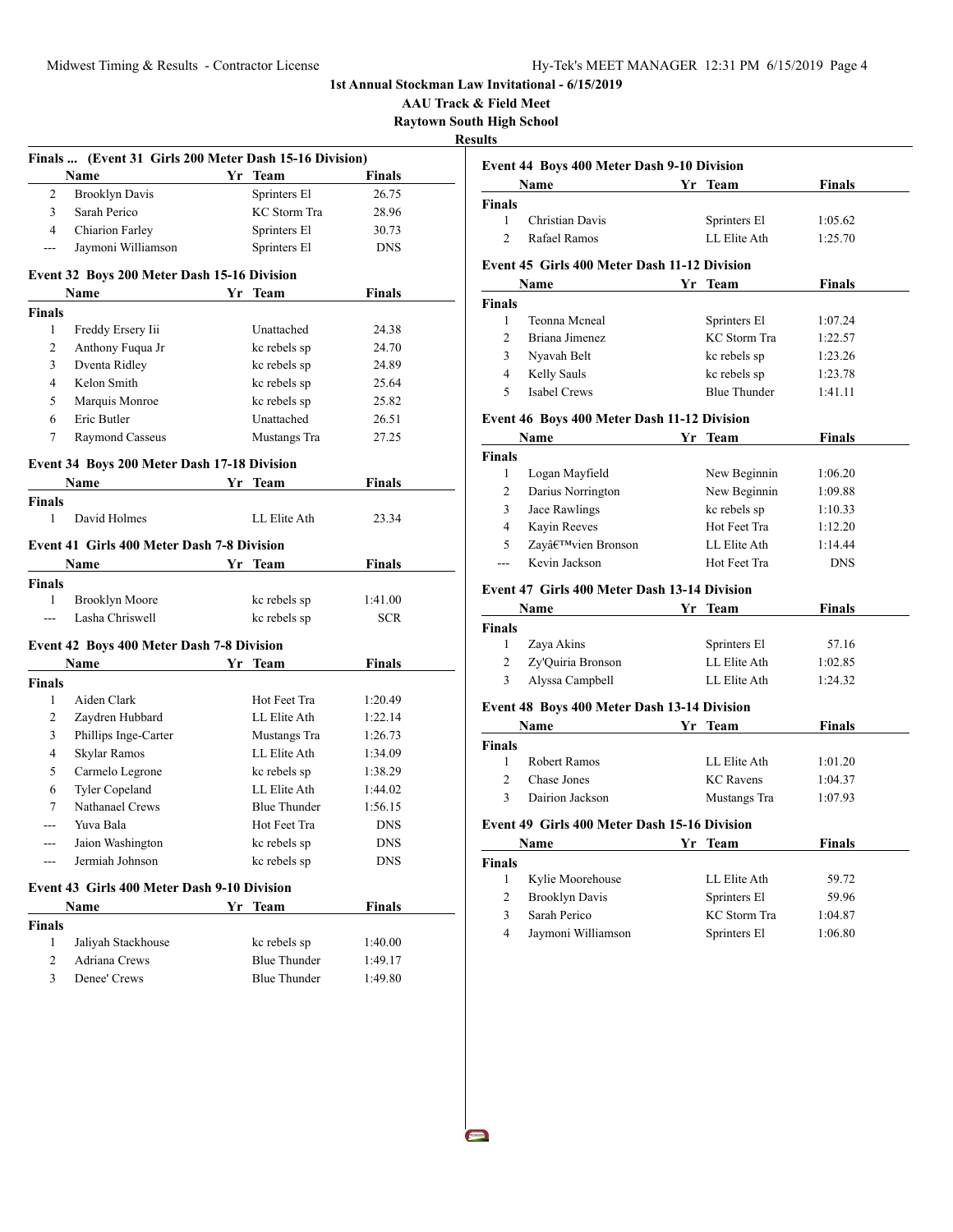# 1st Annual Stockman Law Invitational - 6/15/2019

## AAU Track & Field Meet

## Raytown South High School

### Results

**Finals ... (Event 31 Girls 200 Meter Dash 15-16 Division)**

| | Name | Yr | Team | Finals |
|---|---|---|---|---|
| 2 | Brooklyn Davis | | Sprinters El | 26.75 |
| 3 | Sarah Perico | | KC Storm Tra | 28.96 |
| 4 | Chiarion Farley | | Sprinters El | 30.73 |
| --- | Jaymoni Williamson | | Sprinters El | DNS |

**Event 32 Boys 200 Meter Dash 15-16 Division**

| | Name | Yr | Team | Finals |
|---|---|---|---|---|
| **Finals** | | | | |
| 1 | Freddy Ersery Iii | | Unattached | 24.38 |
| 2 | Anthony Fuqua Jr | | kc rebels sp | 24.70 |
| 3 | Dventa Ridley | | kc rebels sp | 24.89 |
| 4 | Kelon Smith | | kc rebels sp | 25.64 |
| 5 | Marquis Monroe | | kc rebels sp | 25.82 |
| 6 | Eric Butler | | Unattached | 26.51 |
| 7 | Raymond Casseus | | Mustangs Tra | 27.25 |

**Event 34 Boys 200 Meter Dash 17-18 Division**

| | Name | Yr | Team | Finals |
|---|---|---|---|---|
| **Finals** | | | | |
| 1 | David Holmes | | LL Elite Ath | 23.34 |

**Event 41 Girls 400 Meter Dash 7-8 Division**

| | Name | Yr | Team | Finals |
|---|---|---|---|---|
| **Finals** | | | | |
| 1 | Brooklyn Moore | | kc rebels sp | 1:41.00 |
| --- | Lasha Chriswell | | kc rebels sp | SCR |

**Event 42 Boys 400 Meter Dash 7-8 Division**

| | Name | Yr | Team | Finals |
|---|---|---|---|---|
| **Finals** | | | | |
| 1 | Aiden Clark | | Hot Feet Tra | 1:20.49 |
| 2 | Zaydren Hubbard | | LL Elite Ath | 1:22.14 |
| 3 | Phillips Inge-Carter | | Mustangs Tra | 1:26.73 |
| 4 | Skylar Ramos | | LL Elite Ath | 1:34.09 |
| 5 | Carmelo Legrone | | kc rebels sp | 1:38.29 |
| 6 | Tyler Copeland | | LL Elite Ath | 1:44.02 |
| 7 | Nathanael Crews | | Blue Thunder | 1:56.15 |
| --- | Yuva Bala | | Hot Feet Tra | DNS |
| --- | Jaion Washington | | kc rebels sp | DNS |
| --- | Jermiah Johnson | | kc rebels sp | DNS |

**Event 43 Girls 400 Meter Dash 9-10 Division**

| | Name | Yr | Team | Finals |
|---|---|---|---|---|
| **Finals** | | | | |
| 1 | Jaliyah Stackhouse | | kc rebels sp | 1:40.00 |
| 2 | Adriana Crews | | Blue Thunder | 1:49.17 |
| 3 | Denee' Crews | | Blue Thunder | 1:49.80 |

**Event 44 Boys 400 Meter Dash 9-10 Division**

| | Name | Yr | Team | Finals |
|---|---|---|---|---|
| **Finals** | | | | |
| 1 | Christian Davis | | Sprinters El | 1:05.62 |
| 2 | Rafael Ramos | | LL Elite Ath | 1:25.70 |

**Event 45 Girls 400 Meter Dash 11-12 Division**

| | Name | Yr | Team | Finals |
|---|---|---|---|---|
| **Finals** | | | | |
| 1 | Teonna Mcneal | | Sprinters El | 1:07.24 |
| 2 | Briana Jimenez | | KC Storm Tra | 1:22.57 |
| 3 | Nyavah Belt | | kc rebels sp | 1:23.26 |
| 4 | Kelly Sauls | | kc rebels sp | 1:23.78 |
| 5 | Isabel Crews | | Blue Thunder | 1:41.11 |

**Event 46 Boys 400 Meter Dash 11-12 Division**

| | Name | Yr | Team | Finals |
|---|---|---|---|---|
| **Finals** | | | | |
| 1 | Logan Mayfield | | New Beginnin | 1:06.20 |
| 2 | Darius Norrington | | New Beginnin | 1:09.88 |
| 3 | Jace Rawlings | | kc rebels sp | 1:10.33 |
| 4 | Kayin Reeves | | Hot Feet Tra | 1:12.20 |
| 5 | Zayâ€™vien Bronson | | LL Elite Ath | 1:14.44 |
| --- | Kevin Jackson | | Hot Feet Tra | DNS |

**Event 47 Girls 400 Meter Dash 13-14 Division**

| | Name | Yr | Team | Finals |
|---|---|---|---|---|
| **Finals** | | | | |
| 1 | Zaya Akins | | Sprinters El | 57.16 |
| 2 | Zy'Quiria Bronson | | LL Elite Ath | 1:02.85 |
| 3 | Alyssa Campbell | | LL Elite Ath | 1:24.32 |

**Event 48 Boys 400 Meter Dash 13-14 Division**

| | Name | Yr | Team | Finals |
|---|---|---|---|---|
| **Finals** | | | | |
| 1 | Robert Ramos | | LL Elite Ath | 1:01.20 |
| 2 | Chase Jones | | KC Ravens | 1:04.37 |
| 3 | Dairion Jackson | | Mustangs Tra | 1:07.93 |

**Event 49 Girls 400 Meter Dash 15-16 Division**

| | Name | Yr | Team | Finals |
|---|---|---|---|---|
| **Finals** | | | | |
| 1 | Kylie Moorehouse | | LL Elite Ath | 59.72 |
| 2 | Brooklyn Davis | | Sprinters El | 59.96 |
| 3 | Sarah Perico | | KC Storm Tra | 1:04.87 |
| 4 | Jaymoni Williamson | | Sprinters El | 1:06.80 |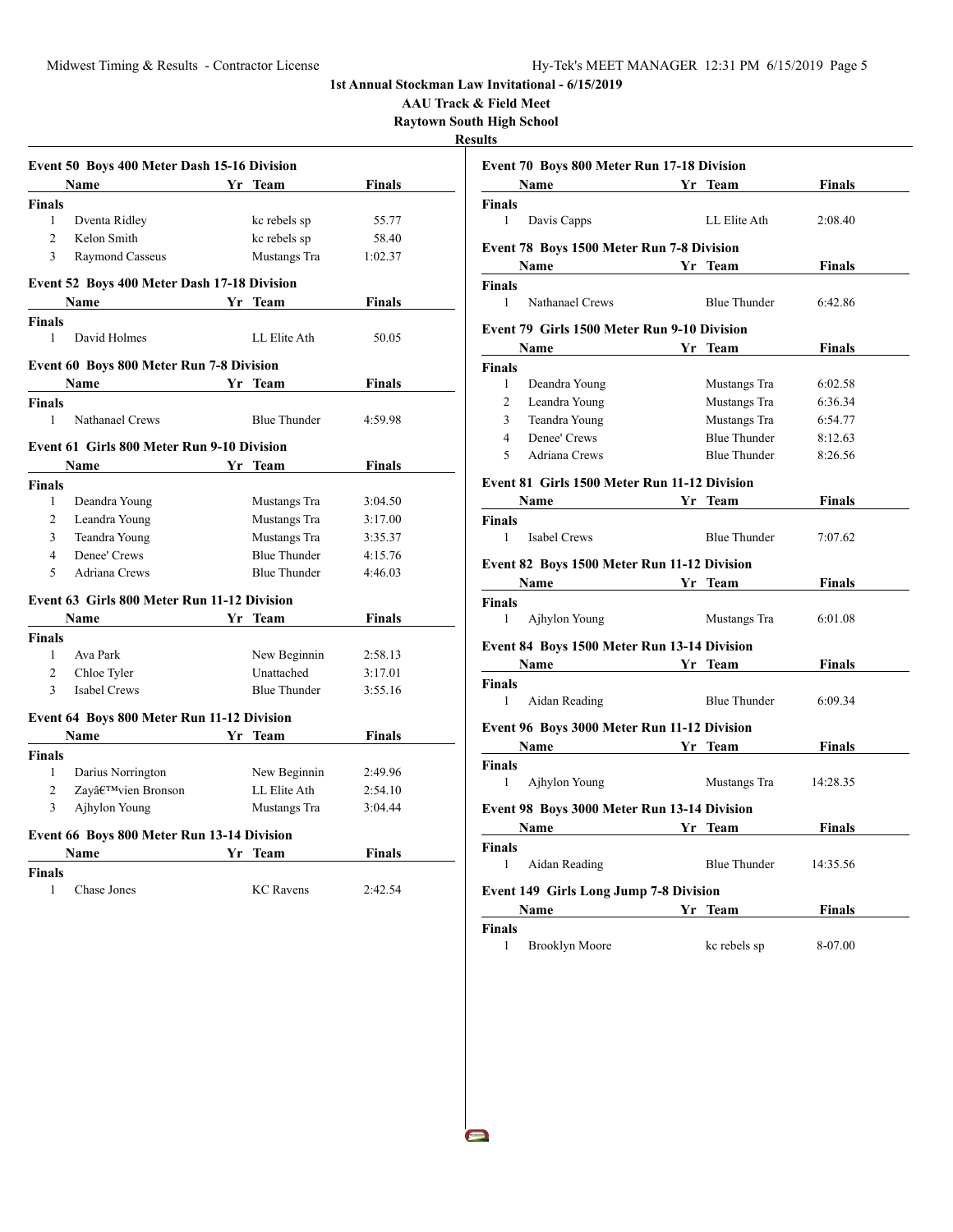1st Annual Stockman Law Invitational - 6/15/2019

AAU Track & Field Meet

Raytown South High School

**Results**

### Event 50 Boys 400 Meter Dash 15-16 Division

| | Name | Yr | Team | Finals |
|---|---|---|---|---|
| **Finals** | | | | |
| 1 | Dventa Ridley | | kc rebels sp | 55.77 |
| 2 | Kelon Smith | | kc rebels sp | 58.40 |
| 3 | Raymond Casseus | | Mustangs Tra | 1:02.37 |

### Event 52 Boys 400 Meter Dash 17-18 Division

| | Name | Yr | Team | Finals |
|---|---|---|---|---|
| **Finals** | | | | |
| 1 | David Holmes | | LL Elite Ath | 50.05 |

### Event 60 Boys 800 Meter Run 7-8 Division

| | Name | Yr | Team | Finals |
|---|---|---|---|---|
| **Finals** | | | | |
| 1 | Nathanael Crews | | Blue Thunder | 4:59.98 |

### Event 61 Girls 800 Meter Run 9-10 Division

| | Name | Yr | Team | Finals |
|---|---|---|---|---|
| **Finals** | | | | |
| 1 | Deandra Young | | Mustangs Tra | 3:04.50 |
| 2 | Leandra Young | | Mustangs Tra | 3:17.00 |
| 3 | Teandra Young | | Mustangs Tra | 3:35.37 |
| 4 | Denee' Crews | | Blue Thunder | 4:15.76 |
| 5 | Adriana Crews | | Blue Thunder | 4:46.03 |

### Event 63 Girls 800 Meter Run 11-12 Division

| | Name | Yr | Team | Finals |
|---|---|---|---|---|
| **Finals** | | | | |
| 1 | Ava Park | | New Beginnin | 2:58.13 |
| 2 | Chloe Tyler | | Unattached | 3:17.01 |
| 3 | Isabel Crews | | Blue Thunder | 3:55.16 |

### Event 64 Boys 800 Meter Run 11-12 Division

| | Name | Yr | Team | Finals |
|---|---|---|---|---|
| **Finals** | | | | |
| 1 | Darius Norrington | | New Beginnin | 2:49.96 |
| 2 | Zayâ€™vien Bronson | | LL Elite Ath | 2:54.10 |
| 3 | Ajhylon Young | | Mustangs Tra | 3:04.44 |

### Event 66 Boys 800 Meter Run 13-14 Division

| | Name | Yr | Team | Finals |
|---|---|---|---|---|
| **Finals** | | | | |
| 1 | Chase Jones | | KC Ravens | 2:42.54 |

### Event 70 Boys 800 Meter Run 17-18 Division

| | Name | Yr | Team | Finals |
|---|---|---|---|---|
| **Finals** | | | | |
| 1 | Davis Capps | | LL Elite Ath | 2:08.40 |

### Event 78 Boys 1500 Meter Run 7-8 Division

| | Name | Yr | Team | Finals |
|---|---|---|---|---|
| **Finals** | | | | |
| 1 | Nathanael Crews | | Blue Thunder | 6:42.86 |

### Event 79 Girls 1500 Meter Run 9-10 Division

| | Name | Yr | Team | Finals |
|---|---|---|---|---|
| **Finals** | | | | |
| 1 | Deandra Young | | Mustangs Tra | 6:02.58 |
| 2 | Leandra Young | | Mustangs Tra | 6:36.34 |
| 3 | Teandra Young | | Mustangs Tra | 6:54.77 |
| 4 | Denee' Crews | | Blue Thunder | 8:12.63 |
| 5 | Adriana Crews | | Blue Thunder | 8:26.56 |

### Event 81 Girls 1500 Meter Run 11-12 Division

| | Name | Yr | Team | Finals |
|---|---|---|---|---|
| **Finals** | | | | |
| 1 | Isabel Crews | | Blue Thunder | 7:07.62 |

### Event 82 Boys 1500 Meter Run 11-12 Division

| | Name | Yr | Team | Finals |
|---|---|---|---|---|
| **Finals** | | | | |
| 1 | Ajhylon Young | | Mustangs Tra | 6:01.08 |

### Event 84 Boys 1500 Meter Run 13-14 Division

| | Name | Yr | Team | Finals |
|---|---|---|---|---|
| **Finals** | | | | |
| 1 | Aidan Reading | | Blue Thunder | 6:09.34 |

### Event 96 Boys 3000 Meter Run 11-12 Division

| | Name | Yr | Team | Finals |
|---|---|---|---|---|
| **Finals** | | | | |
| 1 | Ajhylon Young | | Mustangs Tra | 14:28.35 |

### Event 98 Boys 3000 Meter Run 13-14 Division

| | Name | Yr | Team | Finals |
|---|---|---|---|---|
| **Finals** | | | | |
| 1 | Aidan Reading | | Blue Thunder | 14:35.56 |

### Event 149 Girls Long Jump 7-8 Division

| | Name | Yr | Team | Finals |
|---|---|---|---|---|
| **Finals** | | | | |
| 1 | Brooklyn Moore | | kc rebels sp | 8-07.00 |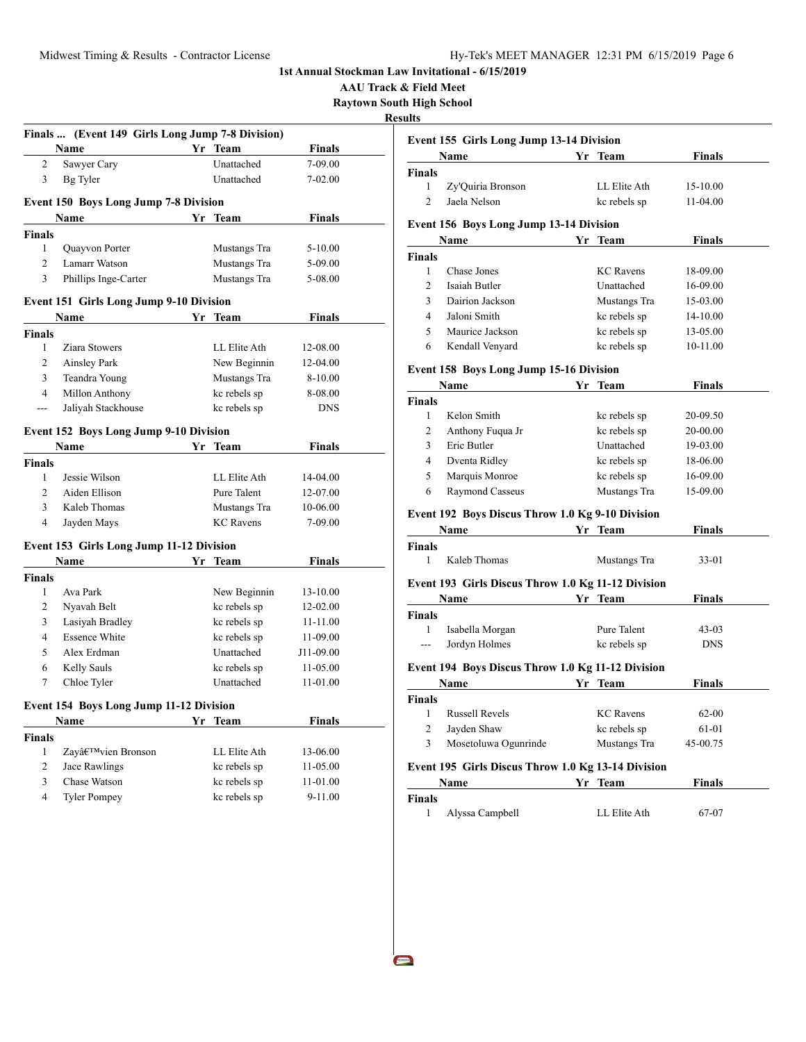# 1st Annual Stockman Law Invitational - 6/15/2019

## AAU Track & Field Meet

## Raytown South High School

## Results

### Finals ... (Event 149 Girls Long Jump 7-8 Division)

| | Name | Yr | Team | Finals |
|---|---|---|---|---|
| 2 | Sawyer Cary | | Unattached | 7-09.00 |
| 3 | Bg Tyler | | Unattached | 7-02.00 |

### Event 150 Boys Long Jump 7-8 Division

| | Name | Yr | Team | Finals |
|---|---|---|---|---|
| **Finals** | | | | |
| 1 | Quayvon Porter | | Mustangs Tra | 5-10.00 |
| 2 | Lamarr Watson | | Mustangs Tra | 5-09.00 |
| 3 | Phillips Inge-Carter | | Mustangs Tra | 5-08.00 |

### Event 151 Girls Long Jump 9-10 Division

| | Name | Yr | Team | Finals |
|---|---|---|---|---|
| **Finals** | | | | |
| 1 | Ziara Stowers | | LL Elite Ath | 12-08.00 |
| 2 | Ainsley Park | | New Beginnin | 12-04.00 |
| 3 | Teandra Young | | Mustangs Tra | 8-10.00 |
| 4 | Millon Anthony | | kc rebels sp | 8-08.00 |
| --- | Jaliyah Stackhouse | | kc rebels sp | DNS |

### Event 152 Boys Long Jump 9-10 Division

| | Name | Yr | Team | Finals |
|---|---|---|---|---|
| **Finals** | | | | |
| 1 | Jessie Wilson | | LL Elite Ath | 14-04.00 |
| 2 | Aiden Ellison | | Pure Talent | 12-07.00 |
| 3 | Kaleb Thomas | | Mustangs Tra | 10-06.00 |
| 4 | Jayden Mays | | KC Ravens | 7-09.00 |

### Event 153 Girls Long Jump 11-12 Division

| | Name | Yr | Team | Finals |
|---|---|---|---|---|
| **Finals** | | | | |
| 1 | Ava Park | | New Beginnin | 13-10.00 |
| 2 | Nyavah Belt | | kc rebels sp | 12-02.00 |
| 3 | Lasiyah Bradley | | kc rebels sp | 11-11.00 |
| 4 | Essence White | | kc rebels sp | 11-09.00 |
| 5 | Alex Erdman | | Unattached | J11-09.00 |
| 6 | Kelly Sauls | | kc rebels sp | 11-05.00 |
| 7 | Chloe Tyler | | Unattached | 11-01.00 |

### Event 154 Boys Long Jump 11-12 Division

| | Name | Yr | Team | Finals |
|---|---|---|---|---|
| **Finals** | | | | |
| 1 | Zayâ€™vien Bronson | | LL Elite Ath | 13-06.00 |
| 2 | Jace Rawlings | | kc rebels sp | 11-05.00 |
| 3 | Chase Watson | | kc rebels sp | 11-01.00 |
| 4 | Tyler Pompey | | kc rebels sp | 9-11.00 |

### Event 155 Girls Long Jump 13-14 Division

| | Name | Yr | Team | Finals |
|---|---|---|---|---|
| **Finals** | | | | |
| 1 | Zy'Quiria Bronson | | LL Elite Ath | 15-10.00 |
| 2 | Jaela Nelson | | kc rebels sp | 11-04.00 |

### Event 156 Boys Long Jump 13-14 Division

| | Name | Yr | Team | Finals |
|---|---|---|---|---|
| **Finals** | | | | |
| 1 | Chase Jones | | KC Ravens | 18-09.00 |
| 2 | Isaiah Butler | | Unattached | 16-09.00 |
| 3 | Dairion Jackson | | Mustangs Tra | 15-03.00 |
| 4 | Jaloni Smith | | kc rebels sp | 14-10.00 |
| 5 | Maurice Jackson | | kc rebels sp | 13-05.00 |
| 6 | Kendall Venyard | | kc rebels sp | 10-11.00 |

### Event 158 Boys Long Jump 15-16 Division

| | Name | Yr | Team | Finals |
|---|---|---|---|---|
| **Finals** | | | | |
| 1 | Kelon Smith | | kc rebels sp | 20-09.50 |
| 2 | Anthony Fuqua Jr | | kc rebels sp | 20-00.00 |
| 3 | Eric Butler | | Unattached | 19-03.00 |
| 4 | Dventa Ridley | | kc rebels sp | 18-06.00 |
| 5 | Marquis Monroe | | kc rebels sp | 16-09.00 |
| 6 | Raymond Casseus | | Mustangs Tra | 15-09.00 |

### Event 192 Boys Discus Throw 1.0 Kg 9-10 Division

| | Name | Yr | Team | Finals |
|---|---|---|---|---|
| **Finals** | | | | |
| 1 | Kaleb Thomas | | Mustangs Tra | 33-01 |

### Event 193 Girls Discus Throw 1.0 Kg 11-12 Division

| | Name | Yr | Team | Finals |
|---|---|---|---|---|
| **Finals** | | | | |
| 1 | Isabella Morgan | | Pure Talent | 43-03 |
| --- | Jordyn Holmes | | kc rebels sp | DNS |

### Event 194 Boys Discus Throw 1.0 Kg 11-12 Division

| | Name | Yr | Team | Finals |
|---|---|---|---|---|
| **Finals** | | | | |
| 1 | Russell Revels | | KC Ravens | 62-00 |
| 2 | Jayden Shaw | | kc rebels sp | 61-01 |
| 3 | Mosetoluwa Ogunrinde | | Mustangs Tra | 45-00.75 |

### Event 195 Girls Discus Throw 1.0 Kg 13-14 Division

| | Name | Yr | Team | Finals |
|---|---|---|---|---|
| **Finals** | | | | |
| 1 | Alyssa Campbell | | LL Elite Ath | 67-07 |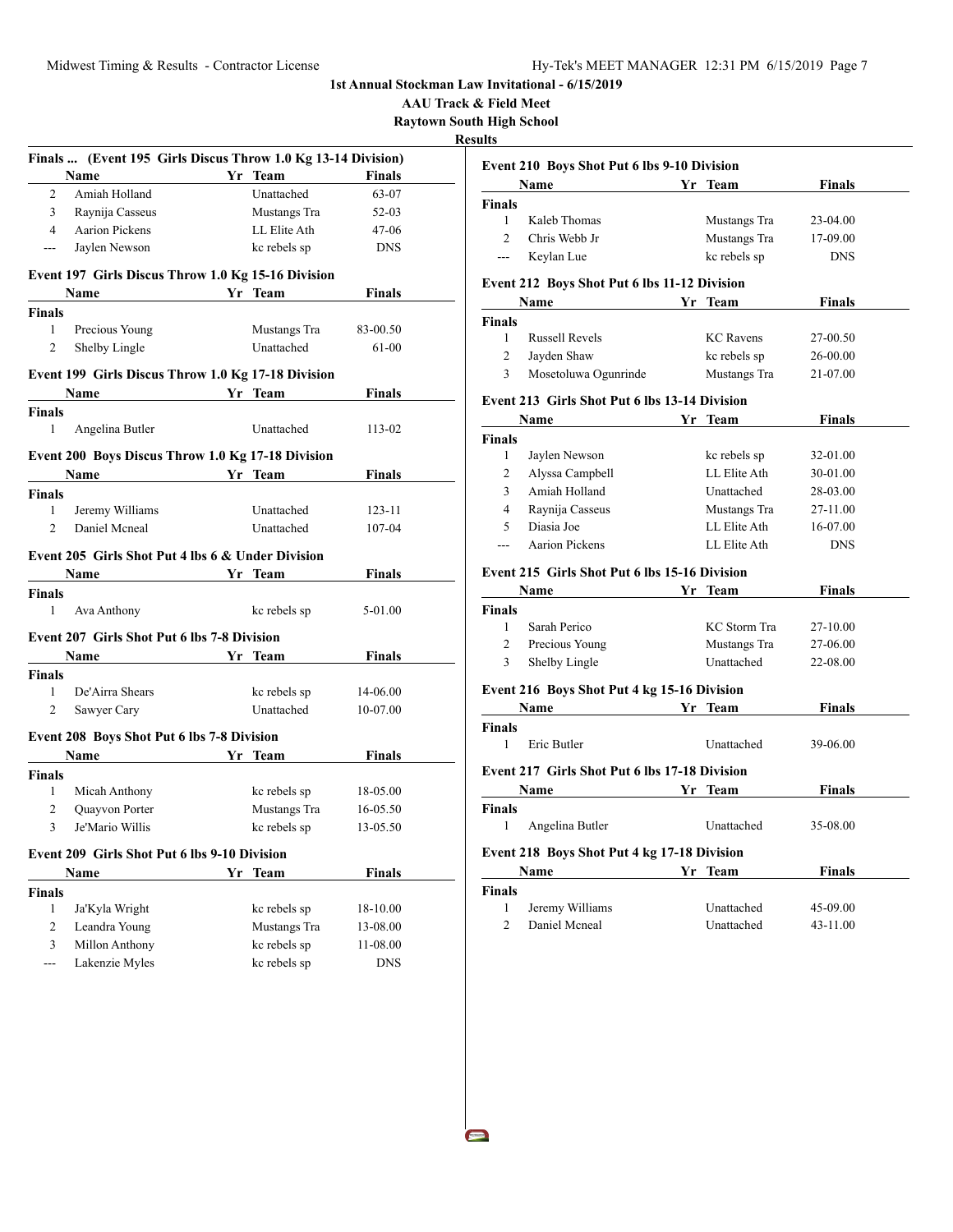1st Annual Stockman Law Invitational - 6/15/2019

AAU Track & Field Meet

Raytown South High School

**Results**

### Finals ... (Event 195 Girls Discus Throw 1.0 Kg 13-14 Division)

| | Name | Yr | Team | Finals |
|---|---|---|---|---|
| 2 | Amiah Holland | | Unattached | 63-07 |
| 3 | Raynija Casseus | | Mustangs Tra | 52-03 |
| 4 | Aarion Pickens | | LL Elite Ath | 47-06 |
| --- | Jaylen Newson | | kc rebels sp | DNS |

### Event 197 Girls Discus Throw 1.0 Kg 15-16 Division

| | Name | Yr | Team | Finals |
|---|---|---|---|---|
| **Finals** | | | | |
| 1 | Precious Young | | Mustangs Tra | 83-00.50 |
| 2 | Shelby Lingle | | Unattached | 61-00 |

### Event 199 Girls Discus Throw 1.0 Kg 17-18 Division

| | Name | Yr | Team | Finals |
|---|---|---|---|---|
| **Finals** | | | | |
| 1 | Angelina Butler | | Unattached | 113-02 |

### Event 200 Boys Discus Throw 1.0 Kg 17-18 Division

| | Name | Yr | Team | Finals |
|---|---|---|---|---|
| **Finals** | | | | |
| 1 | Jeremy Williams | | Unattached | 123-11 |
| 2 | Daniel Mcneal | | Unattached | 107-04 |

### Event 205 Girls Shot Put 4 lbs 6 & Under Division

| | Name | Yr | Team | Finals |
|---|---|---|---|---|
| **Finals** | | | | |
| 1 | Ava Anthony | | kc rebels sp | 5-01.00 |

### Event 207 Girls Shot Put 6 lbs 7-8 Division

| | Name | Yr | Team | Finals |
|---|---|---|---|---|
| **Finals** | | | | |
| 1 | De'Airra Shears | | kc rebels sp | 14-06.00 |
| 2 | Sawyer Cary | | Unattached | 10-07.00 |

### Event 208 Boys Shot Put 6 lbs 7-8 Division

| | Name | Yr | Team | Finals |
|---|---|---|---|---|
| **Finals** | | | | |
| 1 | Micah Anthony | | kc rebels sp | 18-05.00 |
| 2 | Quayvon Porter | | Mustangs Tra | 16-05.50 |
| 3 | Je'Mario Willis | | kc rebels sp | 13-05.50 |

### Event 209 Girls Shot Put 6 lbs 9-10 Division

| | Name | Yr | Team | Finals |
|---|---|---|---|---|
| **Finals** | | | | |
| 1 | Ja'Kyla Wright | | kc rebels sp | 18-10.00 |
| 2 | Leandra Young | | Mustangs Tra | 13-08.00 |
| 3 | Millon Anthony | | kc rebels sp | 11-08.00 |
| --- | Lakenzie Myles | | kc rebels sp | DNS |

### Event 210 Boys Shot Put 6 lbs 9-10 Division

| | Name | Yr | Team | Finals |
|---|---|---|---|---|
| **Finals** | | | | |
| 1 | Kaleb Thomas | | Mustangs Tra | 23-04.00 |
| 2 | Chris Webb Jr | | Mustangs Tra | 17-09.00 |
| --- | Keylan Lue | | kc rebels sp | DNS |

### Event 212 Boys Shot Put 6 lbs 11-12 Division

| | Name | Yr | Team | Finals |
|---|---|---|---|---|
| **Finals** | | | | |
| 1 | Russell Revels | | KC Ravens | 27-00.50 |
| 2 | Jayden Shaw | | kc rebels sp | 26-00.00 |
| 3 | Mosetoluwa Ogunrinde | | Mustangs Tra | 21-07.00 |

### Event 213 Girls Shot Put 6 lbs 13-14 Division

| | Name | Yr | Team | Finals |
|---|---|---|---|---|
| **Finals** | | | | |
| 1 | Jaylen Newson | | kc rebels sp | 32-01.00 |
| 2 | Alyssa Campbell | | LL Elite Ath | 30-01.00 |
| 3 | Amiah Holland | | Unattached | 28-03.00 |
| 4 | Raynija Casseus | | Mustangs Tra | 27-11.00 |
| 5 | Diasia Joe | | LL Elite Ath | 16-07.00 |
| --- | Aarion Pickens | | LL Elite Ath | DNS |

### Event 215 Girls Shot Put 6 lbs 15-16 Division

| | Name | Yr | Team | Finals |
|---|---|---|---|---|
| **Finals** | | | | |
| 1 | Sarah Perico | | KC Storm Tra | 27-10.00 |
| 2 | Precious Young | | Mustangs Tra | 27-06.00 |
| 3 | Shelby Lingle | | Unattached | 22-08.00 |

### Event 216 Boys Shot Put 4 kg 15-16 Division

| | Name | Yr | Team | Finals |
|---|---|---|---|---|
| **Finals** | | | | |
| 1 | Eric Butler | | Unattached | 39-06.00 |

### Event 217 Girls Shot Put 6 lbs 17-18 Division

| | Name | Yr | Team | Finals |
|---|---|---|---|---|
| **Finals** | | | | |
| 1 | Angelina Butler | | Unattached | 35-08.00 |

### Event 218 Boys Shot Put 4 kg 17-18 Division

| | Name | Yr | Team | Finals |
|---|---|---|---|---|
| **Finals** | | | | |
| 1 | Jeremy Williams | | Unattached | 45-09.00 |
| 2 | Daniel Mcneal | | Unattached | 43-11.00 |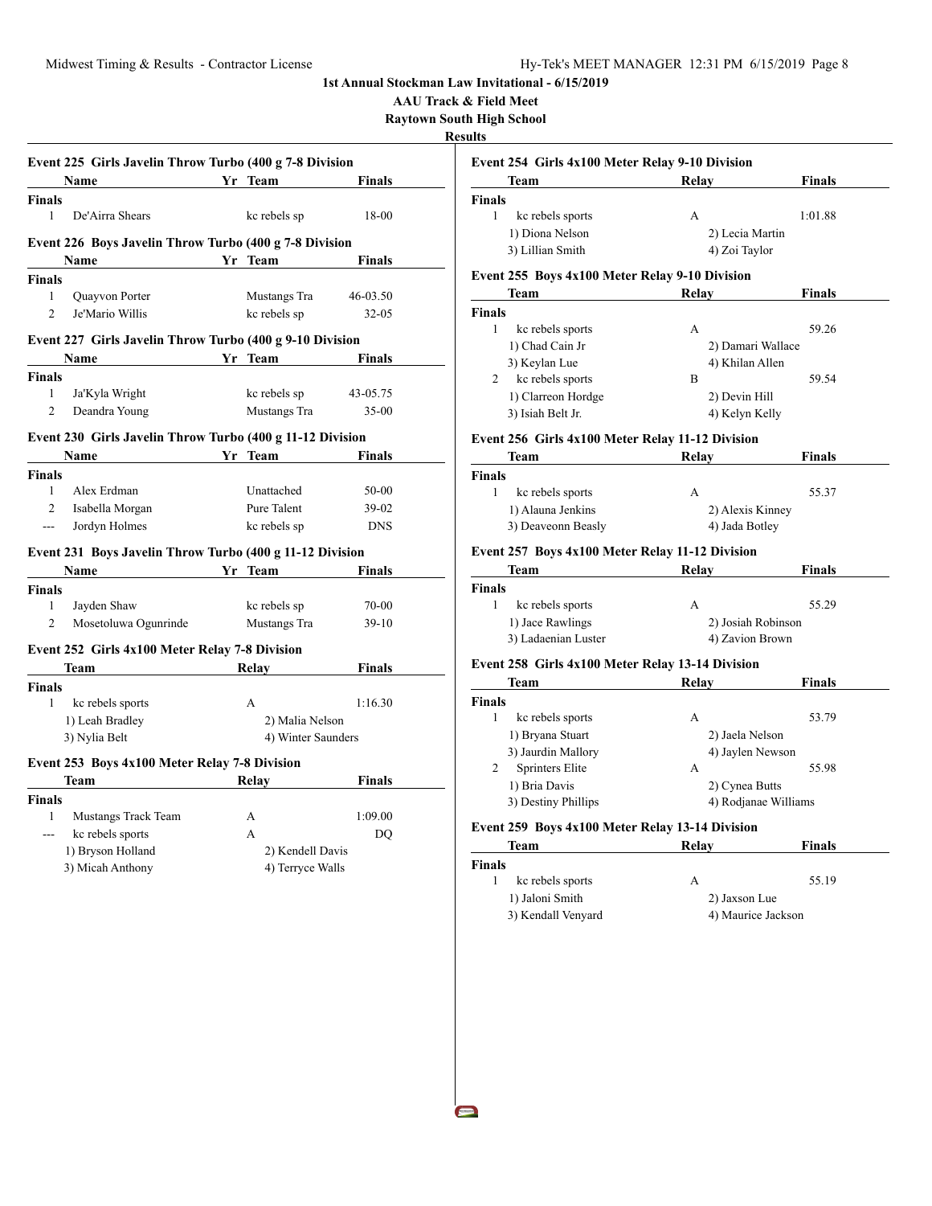# 1st Annual Stockman Law Invitational - 6/15/2019

**AAU Track & Field Meet**

**Raytown South High School**

**Results**

### Event 225 Girls Javelin Throw Turbo (400 g 7-8 Division

| | Name | Yr | Team | Finals |
|---|---|---|---|---|
| **Finals** | | | | |
| 1 | De'Airra Shears | | kc rebels sp | 18-00 |

### Event 226 Boys Javelin Throw Turbo (400 g 7-8 Division

| | Name | Yr | Team | Finals |
|---|---|---|---|---|
| **Finals** | | | | |
| 1 | Quayvon Porter | | Mustangs Tra | 46-03.50 |
| 2 | Je'Mario Willis | | kc rebels sp | 32-05 |

### Event 227 Girls Javelin Throw Turbo (400 g 9-10 Division

| | Name | Yr | Team | Finals |
|---|---|---|---|---|
| **Finals** | | | | |
| 1 | Ja'Kyla Wright | | kc rebels sp | 43-05.75 |
| 2 | Deandra Young | | Mustangs Tra | 35-00 |

### Event 230 Girls Javelin Throw Turbo (400 g 11-12 Division

| | Name | Yr | Team | Finals |
|---|---|---|---|---|
| **Finals** | | | | |
| 1 | Alex Erdman | | Unattached | 50-00 |
| 2 | Isabella Morgan | | Pure Talent | 39-02 |
| --- | Jordyn Holmes | | kc rebels sp | DNS |

### Event 231 Boys Javelin Throw Turbo (400 g 11-12 Division

| | Name | Yr | Team | Finals |
|---|---|---|---|---|
| **Finals** | | | | |
| 1 | Jayden Shaw | | kc rebels sp | 70-00 |
| 2 | Mosetoluwa Ogunrinde | | Mustangs Tra | 39-10 |

### Event 252 Girls 4x100 Meter Relay 7-8 Division

| | Team | Relay | Finals |
|---|---|---|---|
| **Finals** | | | |
| 1 | kc rebels sports | A | 1:16.30 |
| | 1) Leah Bradley | 2) Malia Nelson | |
| | 3) Nylia Belt | 4) Winter Saunders | |

### Event 253 Boys 4x100 Meter Relay 7-8 Division

| | Team | Relay | Finals |
|---|---|---|---|
| **Finals** | | | |
| 1 | Mustangs Track Team | A | 1:09.00 |
| --- | kc rebels sports | A | DQ |
| | 1) Bryson Holland | 2) Kendell Davis | |
| | 3) Micah Anthony | 4) Terryce Walls | |

### Event 254 Girls 4x100 Meter Relay 9-10 Division

| | Team | Relay | Finals |
|---|---|---|---|
| **Finals** | | | |
| 1 | kc rebels sports | A | 1:01.88 |
| | 1) Diona Nelson | 2) Lecia Martin | |
| | 3) Lillian Smith | 4) Zoi Taylor | |

### Event 255 Boys 4x100 Meter Relay 9-10 Division

| | Team | Relay | Finals |
|---|---|---|---|
| **Finals** | | | |
| 1 | kc rebels sports | A | 59.26 |
| | 1) Chad Cain Jr | 2) Damari Wallace | |
| | 3) Keylan Lue | 4) Khilan Allen | |
| 2 | kc rebels sports | B | 59.54 |
| | 1) Clarreon Hordge | 2) Devin Hill | |
| | 3) Isiah Belt Jr. | 4) Kelyn Kelly | |

### Event 256 Girls 4x100 Meter Relay 11-12 Division

| | Team | Relay | Finals |
|---|---|---|---|
| **Finals** | | | |
| 1 | kc rebels sports | A | 55.37 |
| | 1) Alauna Jenkins | 2) Alexis Kinney | |
| | 3) Deaveonn Beasly | 4) Jada Botley | |

### Event 257 Boys 4x100 Meter Relay 11-12 Division

| | Team | Relay | Finals |
|---|---|---|---|
| **Finals** | | | |
| 1 | kc rebels sports | A | 55.29 |
| | 1) Jace Rawlings | 2) Josiah Robinson | |
| | 3) Ladaenian Luster | 4) Zavion Brown | |

### Event 258 Girls 4x100 Meter Relay 13-14 Division

| | Team | Relay | Finals |
|---|---|---|---|
| **Finals** | | | |
| 1 | kc rebels sports | A | 53.79 |
| | 1) Bryana Stuart | 2) Jaela Nelson | |
| | 3) Jaurdin Mallory | 4) Jaylen Newson | |
| 2 | Sprinters Elite | A | 55.98 |
| | 1) Bria Davis | 2) Cynea Butts | |
| | 3) Destiny Phillips | 4) Rodjanae Williams | |

### Event 259 Boys 4x100 Meter Relay 13-14 Division

| | Team | Relay | Finals |
|---|---|---|---|
| **Finals** | | | |
| 1 | kc rebels sports | A | 55.19 |
| | 1) Jaloni Smith | 2) Jaxson Lue | |
| | 3) Kendall Venyard | 4) Maurice Jackson | |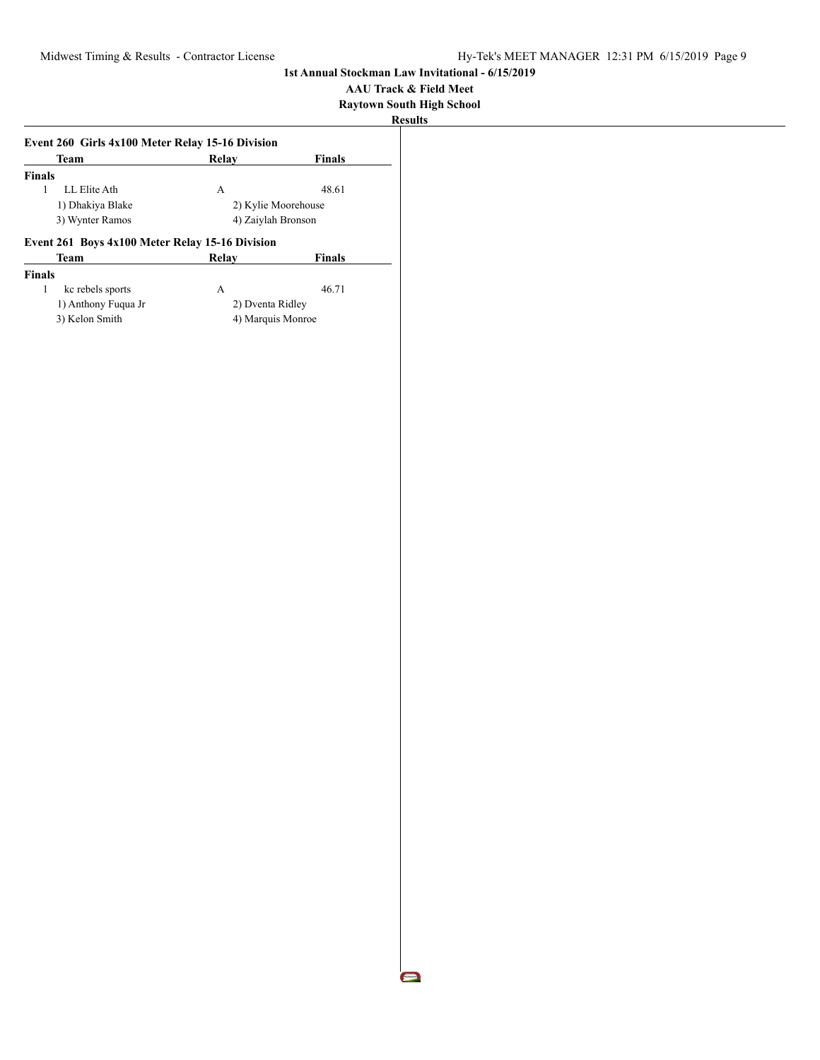1st Annual Stockman Law Invitational - 6/15/2019

AAU Track & Field Meet

Raytown South High School

**Results**

### Event 260 Girls 4x100 Meter Relay 15-16 Division

| | Team | Relay | Finals |
|---|---|---|---|
| **Finals** | | | |
| 1 | LL Elite Ath | A | 48.61 |

1) Dhakiya Blake  2) Kylie Moorehouse
3) Wynter Ramos  4) Zaiylah Bronson

### Event 261 Boys 4x100 Meter Relay 15-16 Division

| | Team | Relay | Finals |
|---|---|---|---|
| **Finals** | | | |
| 1 | kc rebels sports | A | 46.71 |

1) Anthony Fuqua Jr  2) Dventa Ridley
3) Kelon Smith  4) Marquis Monroe